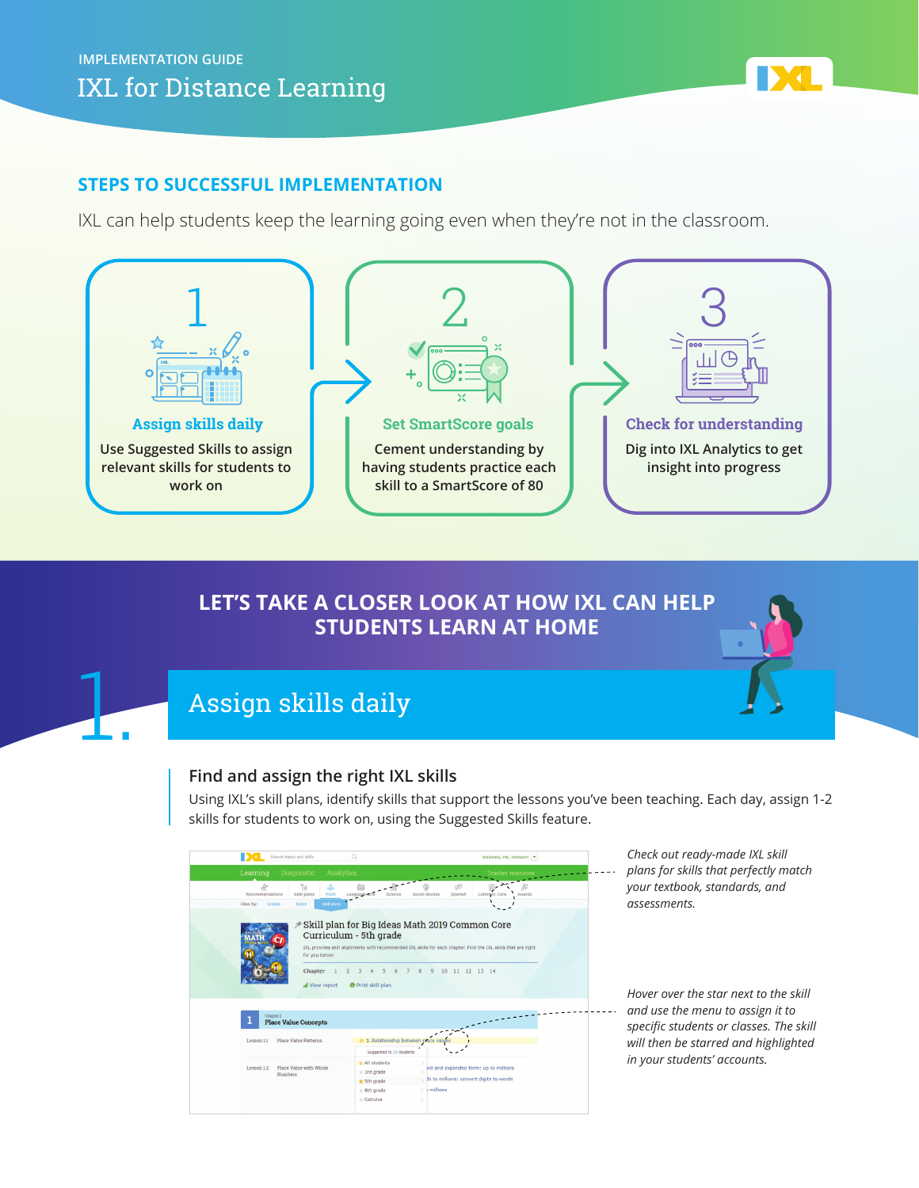IMPLEMENTATION GUIDE

# IXL for Distance Learning

## STEPS TO SUCCESSFUL IMPLEMENTATION

IXL can help students keep the learning going even when they're not in the classroom.

**1**

**Assign skills daily**

Use Suggested Skills to assign relevant skills for students to work on

**2**

**Set SmartScore goals**

Cement understanding by having students practice each skill to a SmartScore of 80

**3**

**Check for understanding**

Dig into IXL Analytics to get insight into progress

## LET'S TAKE A CLOSER LOOK AT HOW IXL CAN HELP STUDENTS LEARN AT HOME

# 1. Assign skills daily

### Find and assign the right IXL skills

Using IXL's skill plans, identify skills that support the lessons you've been teaching. Each day, assign 1-2 skills for students to work on, using the Suggested Skills feature.

*Check out ready-made IXL skill plans for skills that perfectly match your textbook, standards, and assessments.*

*Hover over the star next to the skill and use the menu to assign it to specific students or classes. The skill will then be starred and highlighted in your students' accounts.*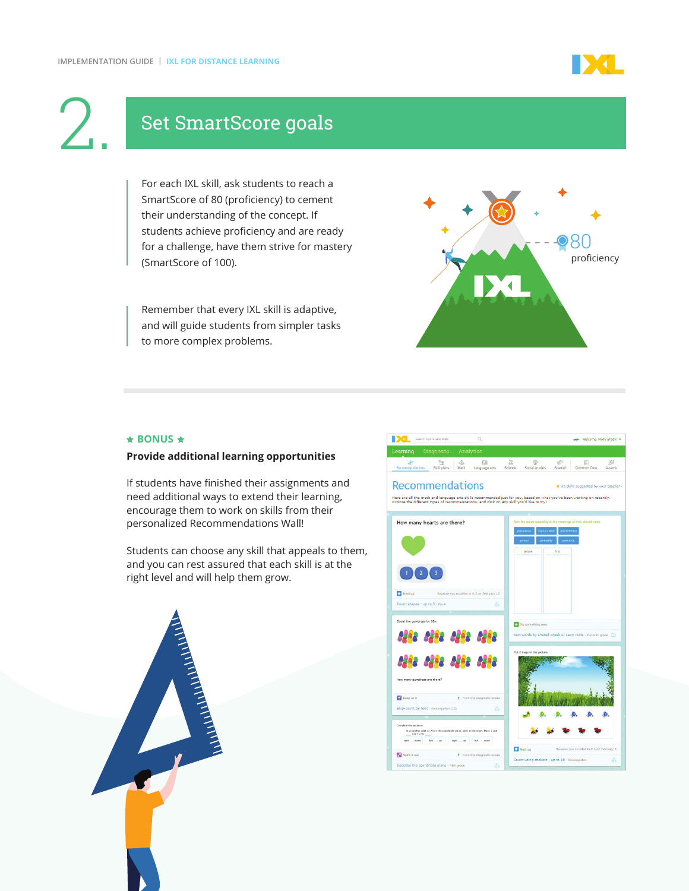# 2. Set SmartScore goals

For each IXL skill, ask students to reach a SmartScore of 80 (proficiency) to cement their understanding of the concept. If students achieve proficiency and are ready for a challenge, have them strive for mastery (SmartScore of 100).

Remember that every IXL skill is adaptive, and will guide students from simpler tasks to more complex problems.

80 proficiency

★ BONUS ★

**Provide additional learning opportunities**

If students have finished their assignments and need additional ways to extend their learning, encourage them to work on skills from their personalized Recommendations Wall!

Students can choose any skill that appeals to them, and you can rest assured that each skill is at the right level and will help them grow.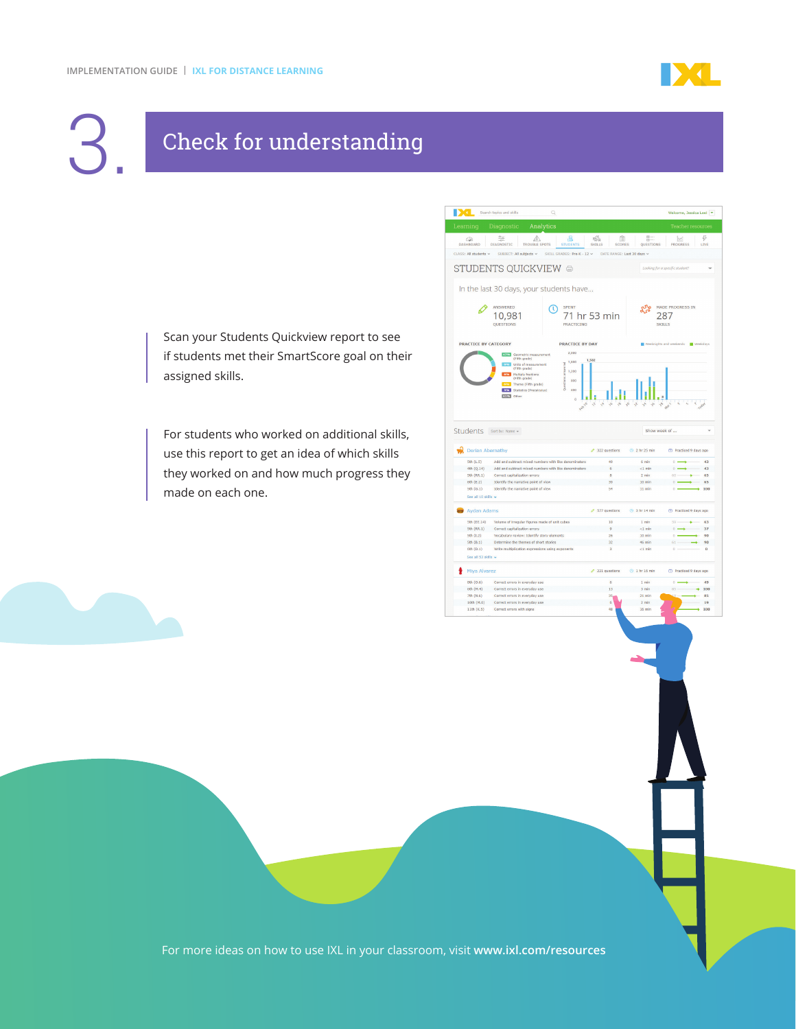# 3. Check for understanding

Scan your Students Quickview report to see if students met their SmartScore goal on their assigned skills.

For students who worked on additional skills, use this report to get an idea of which skills they worked on and how much progress they made on each one.

For more ideas on how to use IXL in your classroom, visit **www.ixl.com/resources**